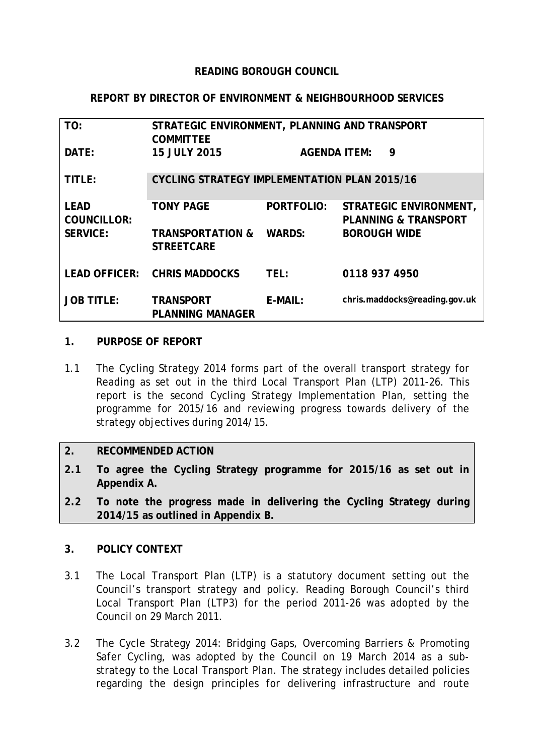**READING BOROUGH COUNCIL**

**REPORT BY DIRECTOR OF ENVIRONMENT & NEIGHBOURHOOD SERVICES**

| | | | |
|---|---|---|---|
| **TO:** | **STRATEGIC ENVIRONMENT, PLANNING AND TRANSPORT COMMITTEE** | | |
| **DATE:** | **15 JULY 2015** | **AGENDA ITEM:** | **9** |
| **TITLE:** | **CYCLING STRATEGY IMPLEMENTATION PLAN 2015/16** | | |
| **LEAD COUNCILLOR:** | **TONY PAGE** | **PORTFOLIO:** | **STRATEGIC ENVIRONMENT, PLANNING & TRANSPORT** |
| **SERVICE:** | **TRANSPORTATION & STREETCARE** | **WARDS:** | **BOROUGH WIDE** |
| **LEAD OFFICER:** | **CHRIS MADDOCKS** | **TEL:** | **0118 937 4950** |
| **JOB TITLE:** | **TRANSPORT PLANNING MANAGER** | **E-MAIL:** | **chris.maddocks@reading.gov.uk** |

## 1. PURPOSE OF REPORT

1.1 The Cycling Strategy 2014 forms part of the overall transport strategy for Reading as set out in the third Local Transport Plan (LTP) 2011-26. This report is the second Cycling Strategy Implementation Plan, setting the programme for 2015/16 and reviewing progress towards delivery of the strategy objectives during 2014/15.

## 2. RECOMMENDED ACTION

**2.1 To agree the Cycling Strategy programme for 2015/16 as set out in Appendix A.**

**2.2 To note the progress made in delivering the Cycling Strategy during 2014/15 as outlined in Appendix B.**

## 3. POLICY CONTEXT

3.1 The Local Transport Plan (LTP) is a statutory document setting out the Council's transport strategy and policy. Reading Borough Council's third Local Transport Plan (LTP3) for the period 2011-26 was adopted by the Council on 29 March 2011.

3.2 The Cycle Strategy 2014: Bridging Gaps, Overcoming Barriers & Promoting Safer Cycling, was adopted by the Council on 19 March 2014 as a sub-strategy to the Local Transport Plan. The strategy includes detailed policies regarding the design principles for delivering infrastructure and route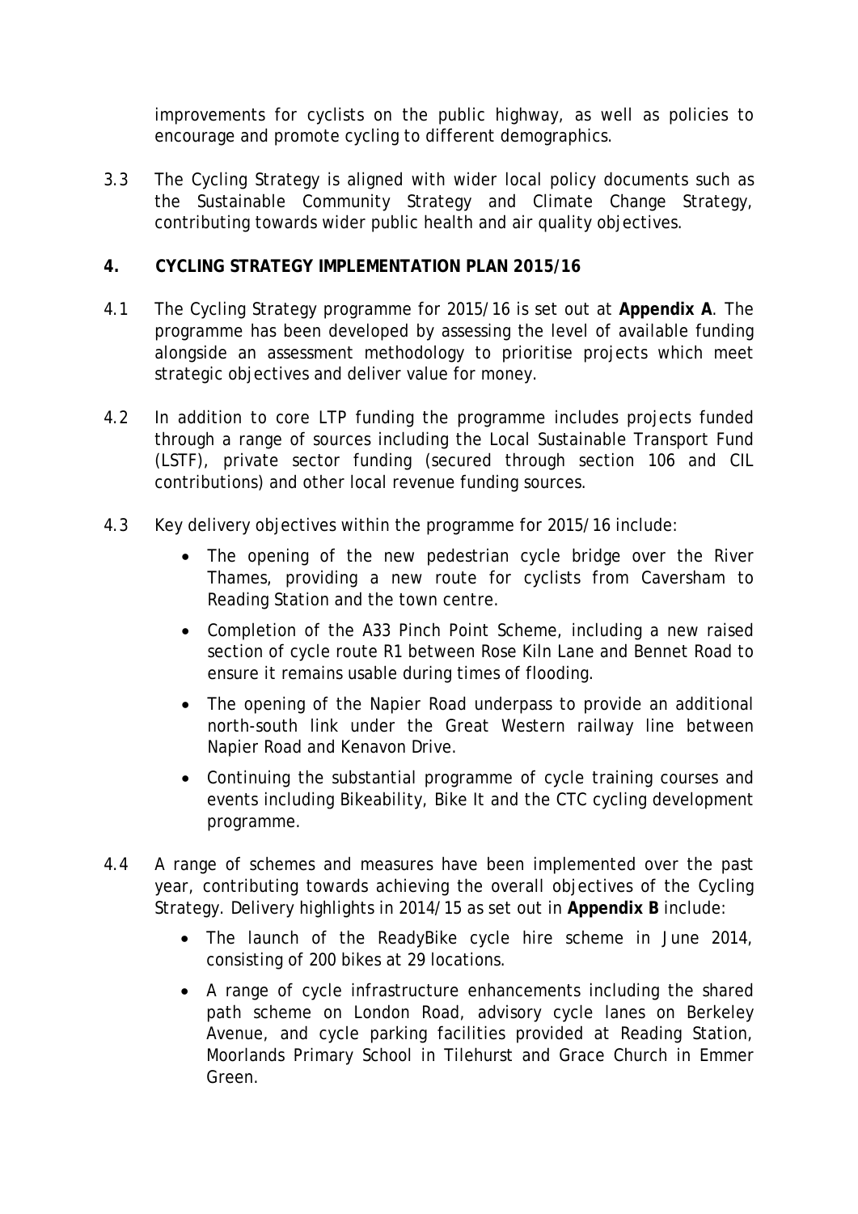improvements for cyclists on the public highway, as well as policies to encourage and promote cycling to different demographics.

3.3 The Cycling Strategy is aligned with wider local policy documents such as the Sustainable Community Strategy and Climate Change Strategy, contributing towards wider public health and air quality objectives.

## 4. CYCLING STRATEGY IMPLEMENTATION PLAN 2015/16

4.1 The Cycling Strategy programme for 2015/16 is set out at **Appendix A**. The programme has been developed by assessing the level of available funding alongside an assessment methodology to prioritise projects which meet strategic objectives and deliver value for money.

4.2 In addition to core LTP funding the programme includes projects funded through a range of sources including the Local Sustainable Transport Fund (LSTF), private sector funding (secured through section 106 and CIL contributions) and other local revenue funding sources.

4.3 Key delivery objectives within the programme for 2015/16 include:

- The opening of the new pedestrian cycle bridge over the River Thames, providing a new route for cyclists from Caversham to Reading Station and the town centre.
- Completion of the A33 Pinch Point Scheme, including a new raised section of cycle route R1 between Rose Kiln Lane and Bennet Road to ensure it remains usable during times of flooding.
- The opening of the Napier Road underpass to provide an additional north-south link under the Great Western railway line between Napier Road and Kenavon Drive.
- Continuing the substantial programme of cycle training courses and events including Bikeability, Bike It and the CTC cycling development programme.

4.4 A range of schemes and measures have been implemented over the past year, contributing towards achieving the overall objectives of the Cycling Strategy. Delivery highlights in 2014/15 as set out in **Appendix B** include:

- The launch of the ReadyBike cycle hire scheme in June 2014, consisting of 200 bikes at 29 locations.
- A range of cycle infrastructure enhancements including the shared path scheme on London Road, advisory cycle lanes on Berkeley Avenue, and cycle parking facilities provided at Reading Station, Moorlands Primary School in Tilehurst and Grace Church in Emmer Green.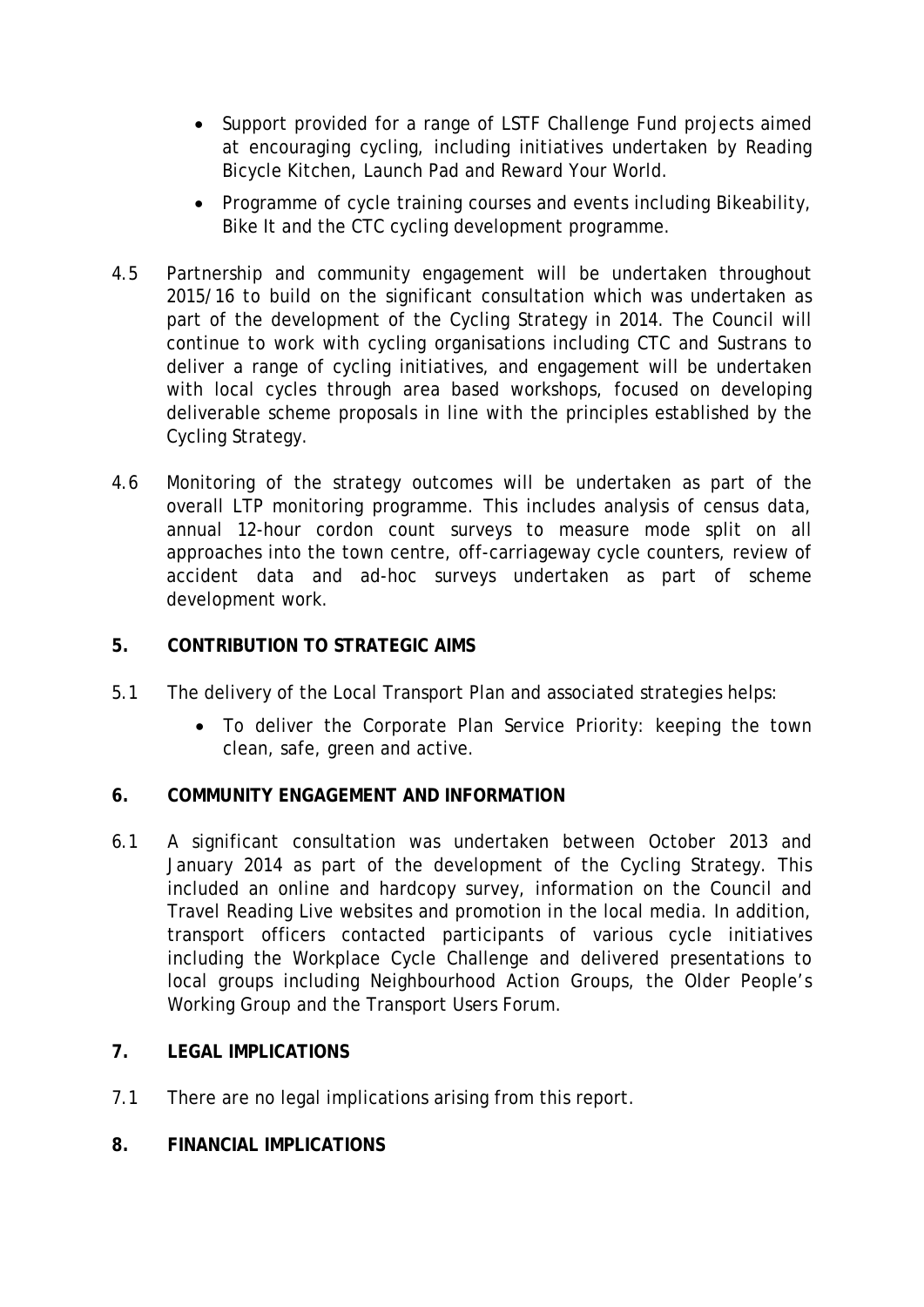- Support provided for a range of LSTF Challenge Fund projects aimed at encouraging cycling, including initiatives undertaken by Reading Bicycle Kitchen, Launch Pad and Reward Your World.
- Programme of cycle training courses and events including Bikeability, Bike It and the CTC cycling development programme.

4.5 Partnership and community engagement will be undertaken throughout 2015/16 to build on the significant consultation which was undertaken as part of the development of the Cycling Strategy in 2014. The Council will continue to work with cycling organisations including CTC and Sustrans to deliver a range of cycling initiatives, and engagement will be undertaken with local cycles through area based workshops, focused on developing deliverable scheme proposals in line with the principles established by the Cycling Strategy.

4.6 Monitoring of the strategy outcomes will be undertaken as part of the overall LTP monitoring programme. This includes analysis of census data, annual 12-hour cordon count surveys to measure mode split on all approaches into the town centre, off-carriageway cycle counters, review of accident data and ad-hoc surveys undertaken as part of scheme development work.

## 5. CONTRIBUTION TO STRATEGIC AIMS

5.1 The delivery of the Local Transport Plan and associated strategies helps:

- To deliver the Corporate Plan Service Priority: keeping the town clean, safe, green and active.

## 6. COMMUNITY ENGAGEMENT AND INFORMATION

6.1 A significant consultation was undertaken between October 2013 and January 2014 as part of the development of the Cycling Strategy. This included an online and hardcopy survey, information on the Council and Travel Reading Live websites and promotion in the local media. In addition, transport officers contacted participants of various cycle initiatives including the Workplace Cycle Challenge and delivered presentations to local groups including Neighbourhood Action Groups, the Older People's Working Group and the Transport Users Forum.

## 7. LEGAL IMPLICATIONS

7.1 There are no legal implications arising from this report.

## 8. FINANCIAL IMPLICATIONS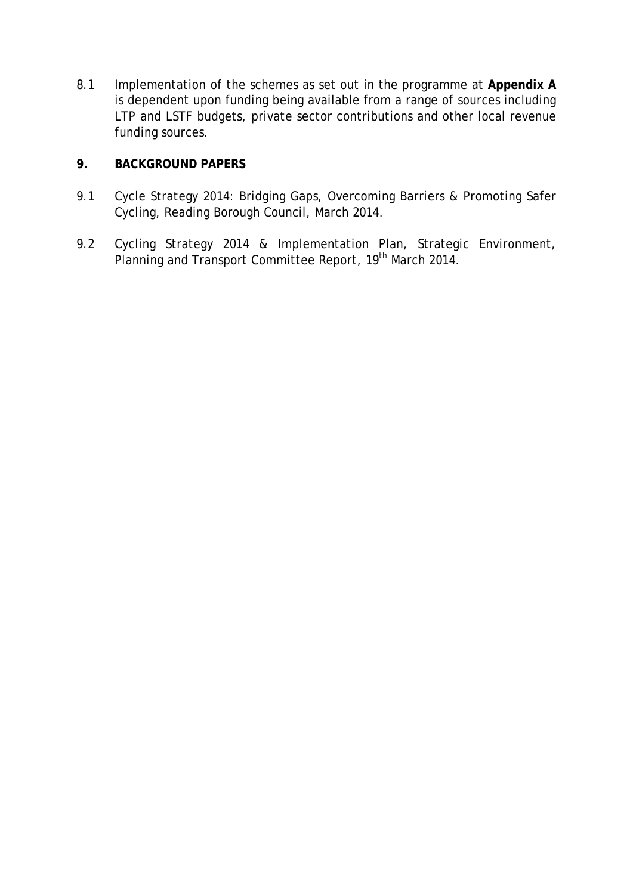8.1 Implementation of the schemes as set out in the programme at **Appendix A** is dependent upon funding being available from a range of sources including LTP and LSTF budgets, private sector contributions and other local revenue funding sources.

## 9. BACKGROUND PAPERS

9.1 Cycle Strategy 2014: Bridging Gaps, Overcoming Barriers & Promoting Safer Cycling, Reading Borough Council, March 2014.

9.2 Cycling Strategy 2014 & Implementation Plan, Strategic Environment, Planning and Transport Committee Report, 19th March 2014.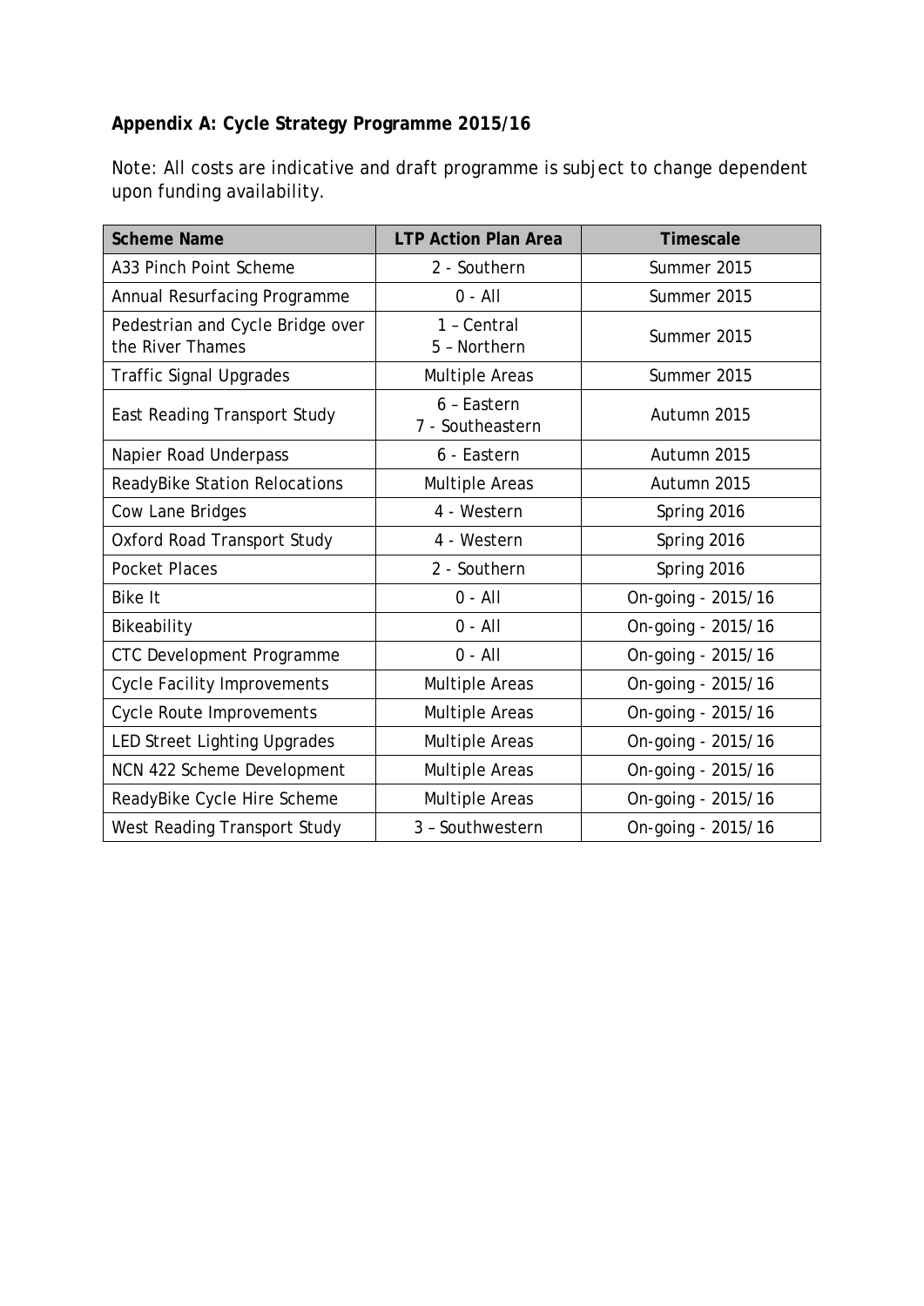**Appendix A: Cycle Strategy Programme 2015/16**

Note: All costs are indicative and draft programme is subject to change dependent upon funding availability.

| Scheme Name | LTP Action Plan Area | Timescale |
| --- | --- | --- |
| A33 Pinch Point Scheme | 2 - Southern | Summer 2015 |
| Annual Resurfacing Programme | 0 - All | Summer 2015 |
| Pedestrian and Cycle Bridge over the River Thames | 1 – Central<br>5 – Northern | Summer 2015 |
| Traffic Signal Upgrades | Multiple Areas | Summer 2015 |
| East Reading Transport Study | 6 – Eastern<br>7 - Southeastern | Autumn 2015 |
| Napier Road Underpass | 6 - Eastern | Autumn 2015 |
| ReadyBike Station Relocations | Multiple Areas | Autumn 2015 |
| Cow Lane Bridges | 4 - Western | Spring 2016 |
| Oxford Road Transport Study | 4 - Western | Spring 2016 |
| Pocket Places | 2 - Southern | Spring 2016 |
| Bike It | 0 - All | On-going - 2015/16 |
| Bikeability | 0 - All | On-going - 2015/16 |
| CTC Development Programme | 0 - All | On-going - 2015/16 |
| Cycle Facility Improvements | Multiple Areas | On-going - 2015/16 |
| Cycle Route Improvements | Multiple Areas | On-going - 2015/16 |
| LED Street Lighting Upgrades | Multiple Areas | On-going - 2015/16 |
| NCN 422 Scheme Development | Multiple Areas | On-going - 2015/16 |
| ReadyBike Cycle Hire Scheme | Multiple Areas | On-going - 2015/16 |
| West Reading Transport Study | 3 – Southwestern | On-going - 2015/16 |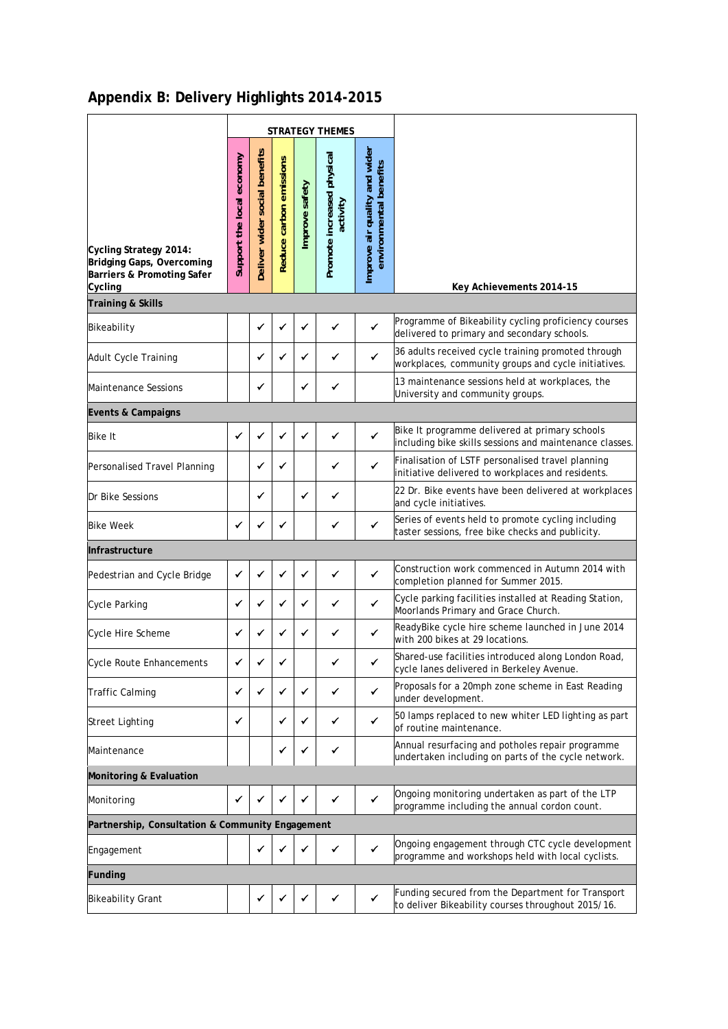## Appendix B: Delivery Highlights 2014-2015

| Cycling Strategy 2014: Bridging Gaps, Overcoming Barriers & Promoting Safer Cycling | STRATEGY THEMES | | | | | | Key Achievements 2014-15 |
|---|---|---|---|---|---|---|---|
| | Support the local economy | Deliver wider social benefits | Reduce carbon emissions | Improve safety | Promote increased physical activity | Improve air quality and wider environmental benefits | |
| **Training & Skills** | | | | | | | |
| Bikeability | | ✓ | ✓ | ✓ | ✓ | ✓ | Programme of Bikeability cycling proficiency courses delivered to primary and secondary schools. |
| Adult Cycle Training | | ✓ | ✓ | ✓ | ✓ | ✓ | 36 adults received cycle training promoted through workplaces, community groups and cycle initiatives. |
| Maintenance Sessions | | ✓ | | ✓ | ✓ | | 13 maintenance sessions held at workplaces, the University and community groups. |
| **Events & Campaigns** | | | | | | | |
| Bike It | ✓ | ✓ | ✓ | ✓ | ✓ | ✓ | Bike It programme delivered at primary schools including bike skills sessions and maintenance classes. |
| Personalised Travel Planning | | ✓ | ✓ | | ✓ | ✓ | Finalisation of LSTF personalised travel planning initiative delivered to workplaces and residents. |
| Dr Bike Sessions | | ✓ | | ✓ | ✓ | | 22 Dr. Bike events have been delivered at workplaces and cycle initiatives. |
| Bike Week | ✓ | ✓ | ✓ | | ✓ | ✓ | Series of events held to promote cycling including taster sessions, free bike checks and publicity. |
| **Infrastructure** | | | | | | | |
| Pedestrian and Cycle Bridge | ✓ | ✓ | ✓ | ✓ | ✓ | ✓ | Construction work commenced in Autumn 2014 with completion planned for Summer 2015. |
| Cycle Parking | ✓ | ✓ | ✓ | ✓ | ✓ | ✓ | Cycle parking facilities installed at Reading Station, Moorlands Primary and Grace Church. |
| Cycle Hire Scheme | ✓ | ✓ | ✓ | ✓ | ✓ | ✓ | ReadyBike cycle hire scheme launched in June 2014 with 200 bikes at 29 locations. |
| Cycle Route Enhancements | ✓ | ✓ | ✓ | | ✓ | ✓ | Shared-use facilities introduced along London Road, cycle lanes delivered in Berkeley Avenue. |
| Traffic Calming | ✓ | ✓ | ✓ | ✓ | ✓ | ✓ | Proposals for a 20mph zone scheme in East Reading under development. |
| Street Lighting | ✓ | | ✓ | ✓ | ✓ | ✓ | 50 lamps replaced to new whiter LED lighting as part of routine maintenance. |
| Maintenance | | | ✓ | ✓ | ✓ | | Annual resurfacing and potholes repair programme undertaken including on parts of the cycle network. |
| **Monitoring & Evaluation** | | | | | | | |
| Monitoring | ✓ | ✓ | ✓ | ✓ | ✓ | ✓ | Ongoing monitoring undertaken as part of the LTP programme including the annual cordon count. |
| **Partnership, Consultation & Community Engagement** | | | | | | | |
| Engagement | | ✓ | ✓ | ✓ | ✓ | ✓ | Ongoing engagement through CTC cycle development programme and workshops held with local cyclists. |
| **Funding** | | | | | | | |
| Bikeability Grant | | ✓ | ✓ | ✓ | ✓ | ✓ | Funding secured from the Department for Transport to deliver Bikeability courses throughout 2015/16. |